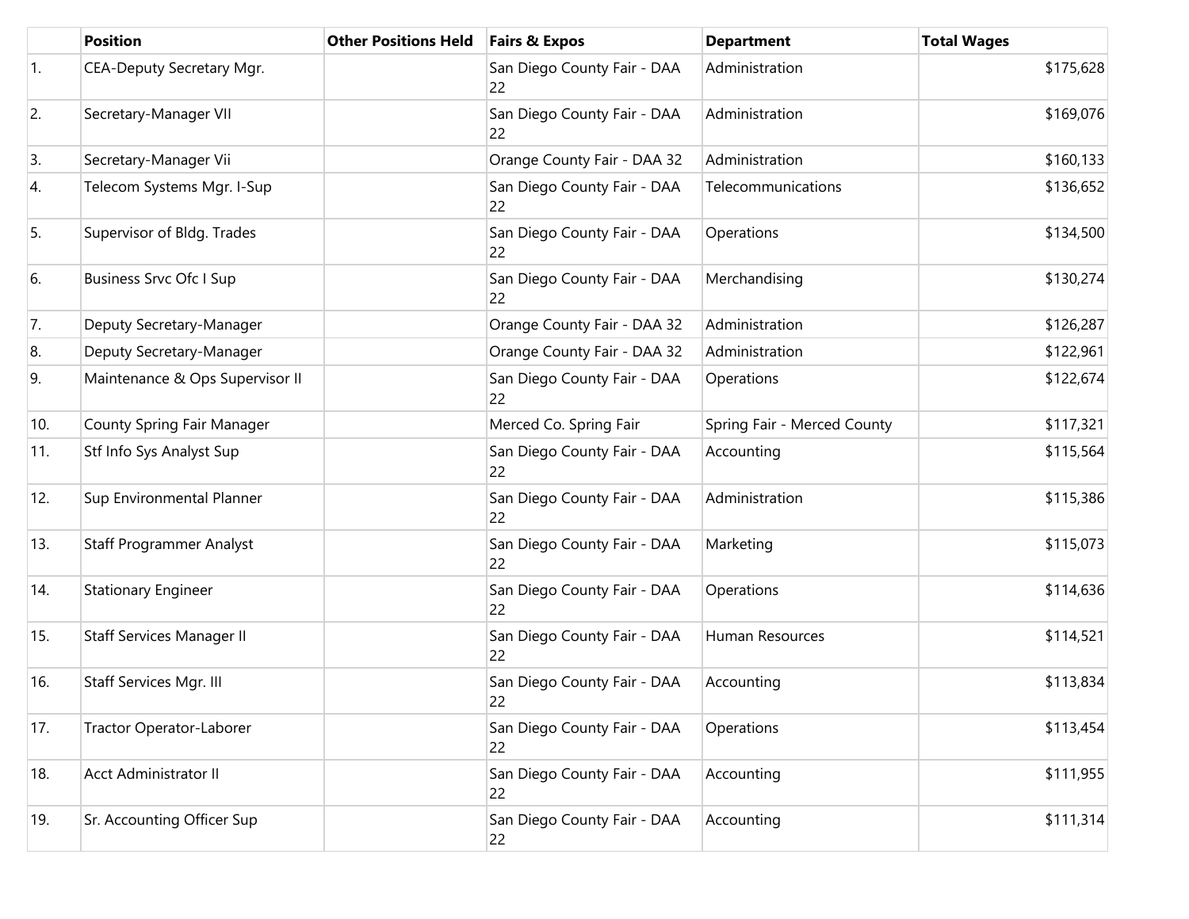| | Position | Other Positions Held | Fairs & Expos | Department | Total Wages |
|---|---|---|---|---|---|
| 1. | CEA-Deputy Secretary Mgr. | | San Diego County Fair - DAA 22 | Administration | $175,628 |
| 2. | Secretary-Manager VII | | San Diego County Fair - DAA 22 | Administration | $169,076 |
| 3. | Secretary-Manager Vii | | Orange County Fair - DAA 32 | Administration | $160,133 |
| 4. | Telecom Systems Mgr. I-Sup | | San Diego County Fair - DAA 22 | Telecommunications | $136,652 |
| 5. | Supervisor of Bldg. Trades | | San Diego County Fair - DAA 22 | Operations | $134,500 |
| 6. | Business Srvc Ofc I Sup | | San Diego County Fair - DAA 22 | Merchandising | $130,274 |
| 7. | Deputy Secretary-Manager | | Orange County Fair - DAA 32 | Administration | $126,287 |
| 8. | Deputy Secretary-Manager | | Orange County Fair - DAA 32 | Administration | $122,961 |
| 9. | Maintenance & Ops Supervisor II | | San Diego County Fair - DAA 22 | Operations | $122,674 |
| 10. | County Spring Fair Manager | | Merced Co. Spring Fair | Spring Fair - Merced County | $117,321 |
| 11. | Stf Info Sys Analyst Sup | | San Diego County Fair - DAA 22 | Accounting | $115,564 |
| 12. | Sup Environmental Planner | | San Diego County Fair - DAA 22 | Administration | $115,386 |
| 13. | Staff Programmer Analyst | | San Diego County Fair - DAA 22 | Marketing | $115,073 |
| 14. | Stationary Engineer | | San Diego County Fair - DAA 22 | Operations | $114,636 |
| 15. | Staff Services Manager II | | San Diego County Fair - DAA 22 | Human Resources | $114,521 |
| 16. | Staff Services Mgr. III | | San Diego County Fair - DAA 22 | Accounting | $113,834 |
| 17. | Tractor Operator-Laborer | | San Diego County Fair - DAA 22 | Operations | $113,454 |
| 18. | Acct Administrator II | | San Diego County Fair - DAA 22 | Accounting | $111,955 |
| 19. | Sr. Accounting Officer Sup | | San Diego County Fair - DAA 22 | Accounting | $111,314 |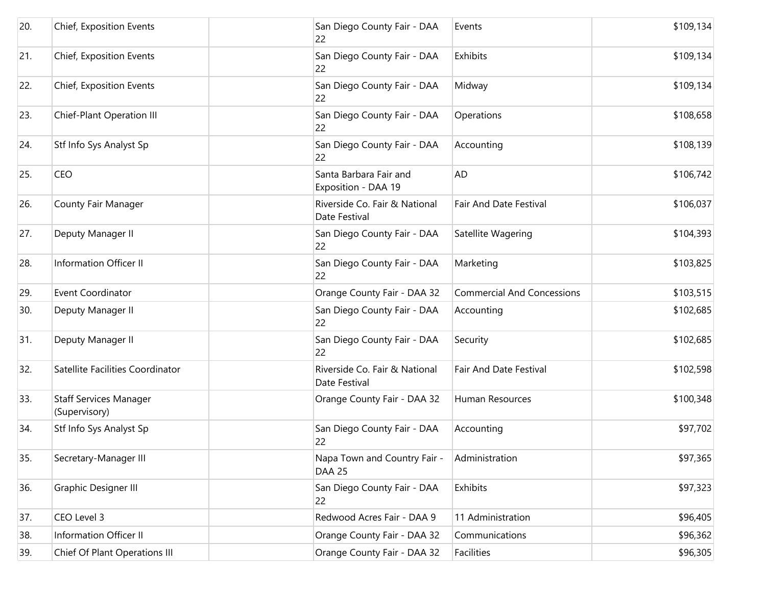| | | | | | |
|---|---|---|---|---|---|
| 20. | Chief, Exposition Events | | San Diego County Fair - DAA 22 | Events | $109,134 |
| 21. | Chief, Exposition Events | | San Diego County Fair - DAA 22 | Exhibits | $109,134 |
| 22. | Chief, Exposition Events | | San Diego County Fair - DAA 22 | Midway | $109,134 |
| 23. | Chief-Plant Operation III | | San Diego County Fair - DAA 22 | Operations | $108,658 |
| 24. | Stf Info Sys Analyst Sp | | San Diego County Fair - DAA 22 | Accounting | $108,139 |
| 25. | CEO | | Santa Barbara Fair and Exposition - DAA 19 | AD | $106,742 |
| 26. | County Fair Manager | | Riverside Co. Fair & National Date Festival | Fair And Date Festival | $106,037 |
| 27. | Deputy Manager II | | San Diego County Fair - DAA 22 | Satellite Wagering | $104,393 |
| 28. | Information Officer II | | San Diego County Fair - DAA 22 | Marketing | $103,825 |
| 29. | Event Coordinator | | Orange County Fair - DAA 32 | Commercial And Concessions | $103,515 |
| 30. | Deputy Manager II | | San Diego County Fair - DAA 22 | Accounting | $102,685 |
| 31. | Deputy Manager II | | San Diego County Fair - DAA 22 | Security | $102,685 |
| 32. | Satellite Facilities Coordinator | | Riverside Co. Fair & National Date Festival | Fair And Date Festival | $102,598 |
| 33. | Staff Services Manager (Supervisory) | | Orange County Fair - DAA 32 | Human Resources | $100,348 |
| 34. | Stf Info Sys Analyst Sp | | San Diego County Fair - DAA 22 | Accounting | $97,702 |
| 35. | Secretary-Manager III | | Napa Town and Country Fair - DAA 25 | Administration | $97,365 |
| 36. | Graphic Designer III | | San Diego County Fair - DAA 22 | Exhibits | $97,323 |
| 37. | CEO Level 3 | | Redwood Acres Fair - DAA 9 | 11 Administration | $96,405 |
| 38. | Information Officer II | | Orange County Fair - DAA 32 | Communications | $96,362 |
| 39. | Chief Of Plant Operations III | | Orange County Fair - DAA 32 | Facilities | $96,305 |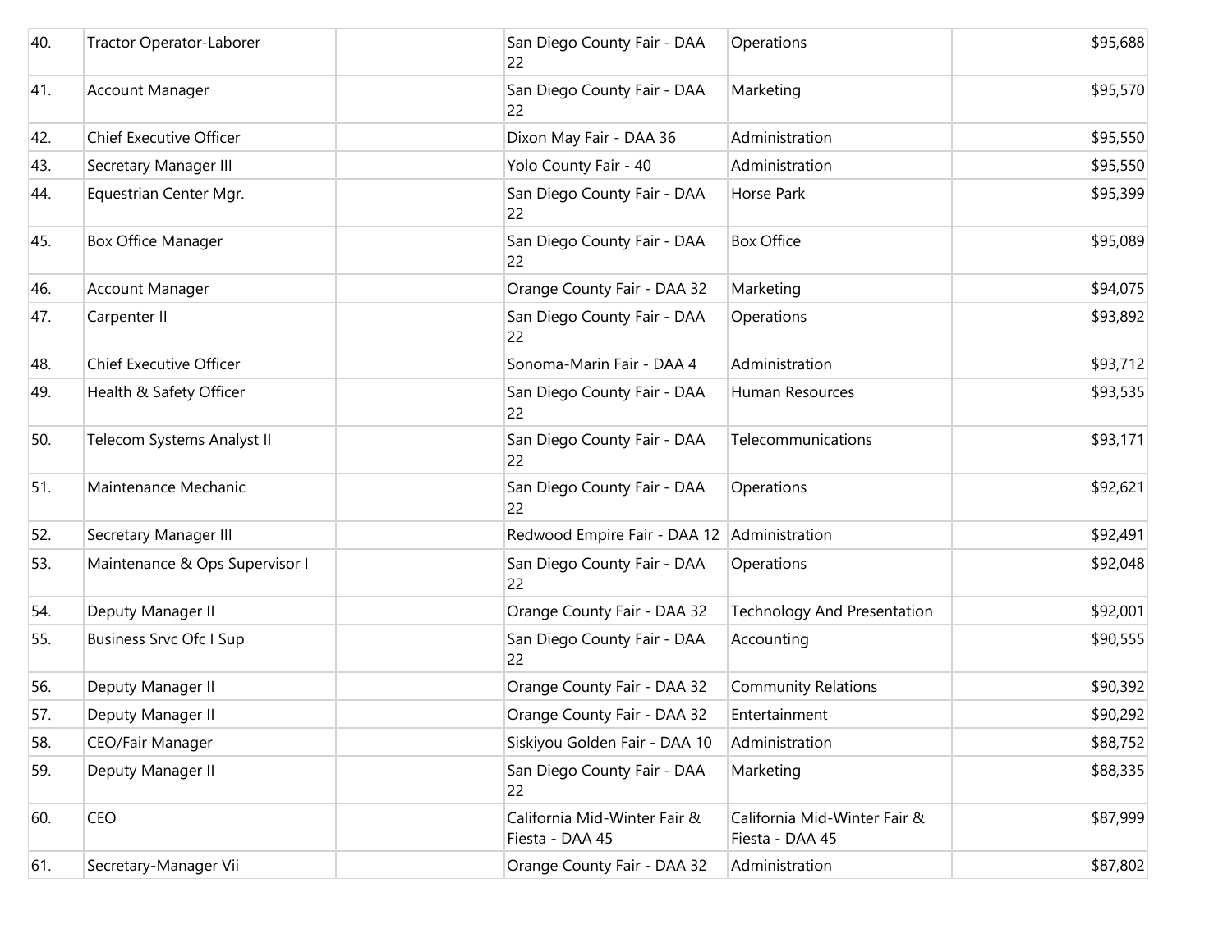| | | | | | |
|---|---|---|---|---|---|
| 40. | Tractor Operator-Laborer | | San Diego County Fair - DAA 22 | Operations | $95,688 |
| 41. | Account Manager | | San Diego County Fair - DAA 22 | Marketing | $95,570 |
| 42. | Chief Executive Officer | | Dixon May Fair - DAA 36 | Administration | $95,550 |
| 43. | Secretary Manager III | | Yolo County Fair - 40 | Administration | $95,550 |
| 44. | Equestrian Center Mgr. | | San Diego County Fair - DAA 22 | Horse Park | $95,399 |
| 45. | Box Office Manager | | San Diego County Fair - DAA 22 | Box Office | $95,089 |
| 46. | Account Manager | | Orange County Fair - DAA 32 | Marketing | $94,075 |
| 47. | Carpenter II | | San Diego County Fair - DAA 22 | Operations | $93,892 |
| 48. | Chief Executive Officer | | Sonoma-Marin Fair - DAA 4 | Administration | $93,712 |
| 49. | Health & Safety Officer | | San Diego County Fair - DAA 22 | Human Resources | $93,535 |
| 50. | Telecom Systems Analyst II | | San Diego County Fair - DAA 22 | Telecommunications | $93,171 |
| 51. | Maintenance Mechanic | | San Diego County Fair - DAA 22 | Operations | $92,621 |
| 52. | Secretary Manager III | | Redwood Empire Fair - DAA 12 | Administration | $92,491 |
| 53. | Maintenance & Ops Supervisor I | | San Diego County Fair - DAA 22 | Operations | $92,048 |
| 54. | Deputy Manager II | | Orange County Fair - DAA 32 | Technology And Presentation | $92,001 |
| 55. | Business Srvc Ofc I Sup | | San Diego County Fair - DAA 22 | Accounting | $90,555 |
| 56. | Deputy Manager II | | Orange County Fair - DAA 32 | Community Relations | $90,392 |
| 57. | Deputy Manager II | | Orange County Fair - DAA 32 | Entertainment | $90,292 |
| 58. | CEO/Fair Manager | | Siskiyou Golden Fair - DAA 10 | Administration | $88,752 |
| 59. | Deputy Manager II | | San Diego County Fair - DAA 22 | Marketing | $88,335 |
| 60. | CEO | | California Mid-Winter Fair & Fiesta - DAA 45 | California Mid-Winter Fair & Fiesta - DAA 45 | $87,999 |
| 61. | Secretary-Manager Vii | | Orange County Fair - DAA 32 | Administration | $87,802 |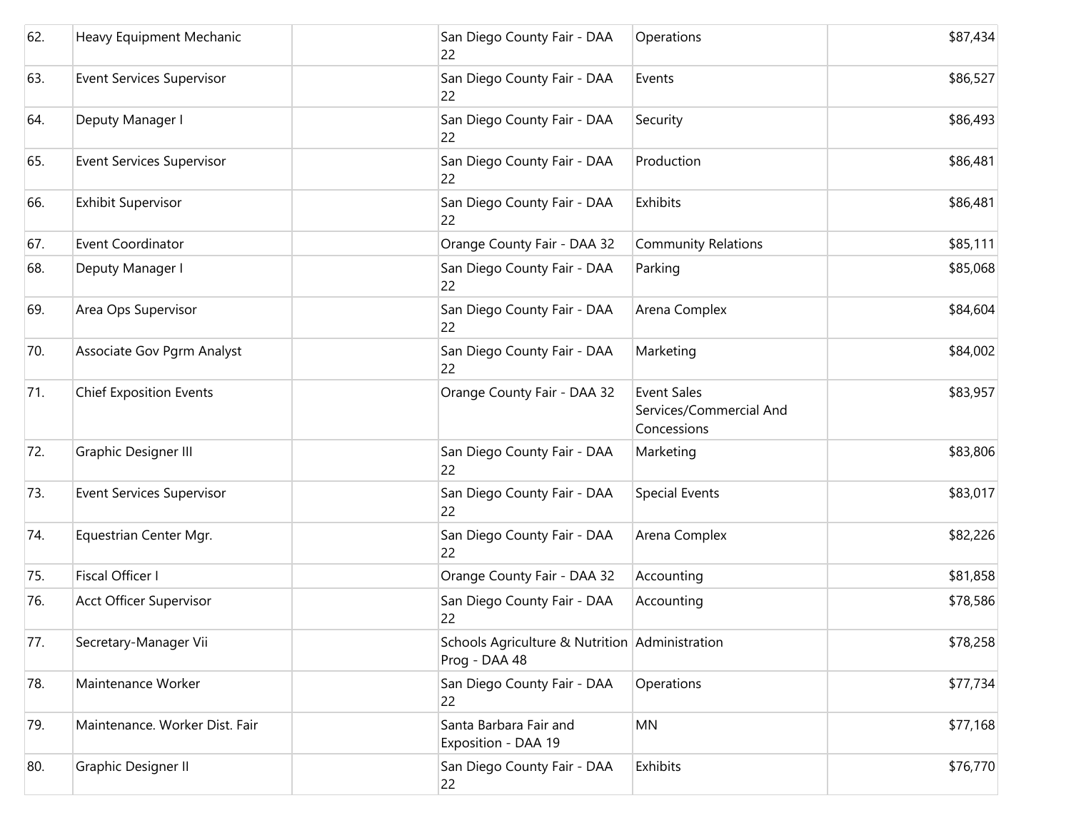| | | | | | |
|---|---|---|---|---|---|
| 62. | Heavy Equipment Mechanic | | San Diego County Fair - DAA 22 | Operations | $87,434 |
| 63. | Event Services Supervisor | | San Diego County Fair - DAA 22 | Events | $86,527 |
| 64. | Deputy Manager I | | San Diego County Fair - DAA 22 | Security | $86,493 |
| 65. | Event Services Supervisor | | San Diego County Fair - DAA 22 | Production | $86,481 |
| 66. | Exhibit Supervisor | | San Diego County Fair - DAA 22 | Exhibits | $86,481 |
| 67. | Event Coordinator | | Orange County Fair - DAA 32 | Community Relations | $85,111 |
| 68. | Deputy Manager I | | San Diego County Fair - DAA 22 | Parking | $85,068 |
| 69. | Area Ops Supervisor | | San Diego County Fair - DAA 22 | Arena Complex | $84,604 |
| 70. | Associate Gov Pgrm Analyst | | San Diego County Fair - DAA 22 | Marketing | $84,002 |
| 71. | Chief Exposition Events | | Orange County Fair - DAA 32 | Event Sales Services/Commercial And Concessions | $83,957 |
| 72. | Graphic Designer III | | San Diego County Fair - DAA 22 | Marketing | $83,806 |
| 73. | Event Services Supervisor | | San Diego County Fair - DAA 22 | Special Events | $83,017 |
| 74. | Equestrian Center Mgr. | | San Diego County Fair - DAA 22 | Arena Complex | $82,226 |
| 75. | Fiscal Officer I | | Orange County Fair - DAA 32 | Accounting | $81,858 |
| 76. | Acct Officer Supervisor | | San Diego County Fair - DAA 22 | Accounting | $78,586 |
| 77. | Secretary-Manager Vii | | Schools Agriculture & Nutrition Prog - DAA 48 | Administration | $78,258 |
| 78. | Maintenance Worker | | San Diego County Fair - DAA 22 | Operations | $77,734 |
| 79. | Maintenance. Worker Dist. Fair | | Santa Barbara Fair and Exposition - DAA 19 | MN | $77,168 |
| 80. | Graphic Designer II | | San Diego County Fair - DAA 22 | Exhibits | $76,770 |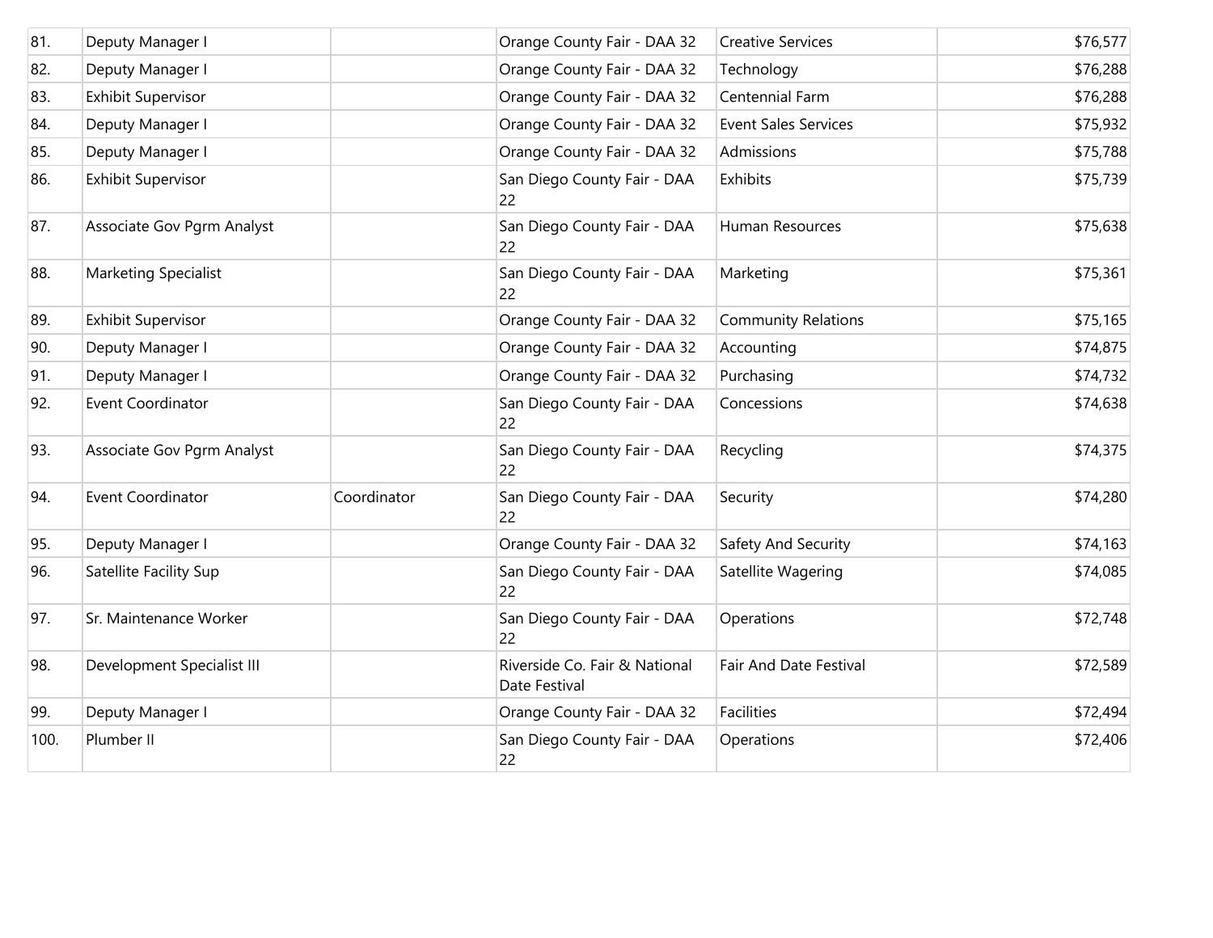| | | | | | |
|---|---|---|---|---|---|
| 81. | Deputy Manager I | | Orange County Fair - DAA 32 | Creative Services | $76,577 |
| 82. | Deputy Manager I | | Orange County Fair - DAA 32 | Technology | $76,288 |
| 83. | Exhibit Supervisor | | Orange County Fair - DAA 32 | Centennial Farm | $76,288 |
| 84. | Deputy Manager I | | Orange County Fair - DAA 32 | Event Sales Services | $75,932 |
| 85. | Deputy Manager I | | Orange County Fair - DAA 32 | Admissions | $75,788 |
| 86. | Exhibit Supervisor | | San Diego County Fair - DAA 22 | Exhibits | $75,739 |
| 87. | Associate Gov Pgrm Analyst | | San Diego County Fair - DAA 22 | Human Resources | $75,638 |
| 88. | Marketing Specialist | | San Diego County Fair - DAA 22 | Marketing | $75,361 |
| 89. | Exhibit Supervisor | | Orange County Fair - DAA 32 | Community Relations | $75,165 |
| 90. | Deputy Manager I | | Orange County Fair - DAA 32 | Accounting | $74,875 |
| 91. | Deputy Manager I | | Orange County Fair - DAA 32 | Purchasing | $74,732 |
| 92. | Event Coordinator | | San Diego County Fair - DAA 22 | Concessions | $74,638 |
| 93. | Associate Gov Pgrm Analyst | | San Diego County Fair - DAA 22 | Recycling | $74,375 |
| 94. | Event Coordinator | Coordinator | San Diego County Fair - DAA 22 | Security | $74,280 |
| 95. | Deputy Manager I | | Orange County Fair - DAA 32 | Safety And Security | $74,163 |
| 96. | Satellite Facility Sup | | San Diego County Fair - DAA 22 | Satellite Wagering | $74,085 |
| 97. | Sr. Maintenance Worker | | San Diego County Fair - DAA 22 | Operations | $72,748 |
| 98. | Development Specialist III | | Riverside Co. Fair & National Date Festival | Fair And Date Festival | $72,589 |
| 99. | Deputy Manager I | | Orange County Fair - DAA 32 | Facilities | $72,494 |
| 100. | Plumber II | | San Diego County Fair - DAA 22 | Operations | $72,406 |